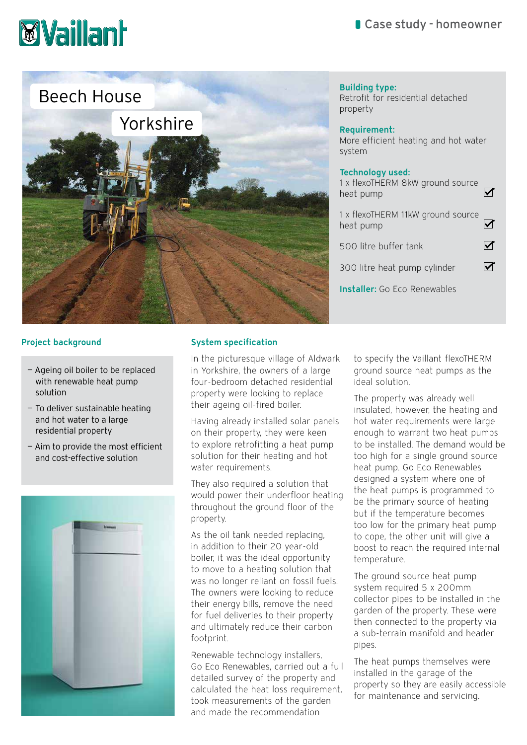Vaillant

Case study - homeowner

# Beech House

## Yorkshire

**Building type:**
Retrofit for residential detached property

**Requirement:**
More efficient heating and hot water system

**Technology used:**

- 1 x flexoTHERM 8kW ground source heat pump ☑
- 1 x flexoTHERM 11kW ground source heat pump ☑
- 500 litre buffer tank ☑
- 300 litre heat pump cylinder ☑

**Installer:** Go Eco Renewables

### Project background

- Ageing oil boiler to be replaced with renewable heat pump solution
- To deliver sustainable heating and hot water to a large residential property
- Aim to provide the most efficient and cost-effective solution

### System specification

In the picturesque village of Aldwark in Yorkshire, the owners of a large four-bedroom detached residential property were looking to replace their ageing oil-fired boiler.

Having already installed solar panels on their property, they were keen to explore retrofitting a heat pump solution for their heating and hot water requirements.

They also required a solution that would power their underfloor heating throughout the ground floor of the property.

As the oil tank needed replacing, in addition to their 20 year-old boiler, it was the ideal opportunity to move to a heating solution that was no longer reliant on fossil fuels. The owners were looking to reduce their energy bills, remove the need for fuel deliveries to their property and ultimately reduce their carbon footprint.

Renewable technology installers, Go Eco Renewables, carried out a full detailed survey of the property and calculated the heat loss requirement, took measurements of the garden and made the recommendation to specify the Vaillant flexoTHERM ground source heat pumps as the ideal solution.

The property was already well insulated, however, the heating and hot water requirements were large enough to warrant two heat pumps to be installed. The demand would be too high for a single ground source heat pump. Go Eco Renewables designed a system where one of the heat pumps is programmed to be the primary source of heating but if the temperature becomes too low for the primary heat pump to cope, the other unit will give a boost to reach the required internal temperature.

The ground source heat pump system required 5 x 200mm collector pipes to be installed in the garden of the property. These were then connected to the property via a sub-terrain manifold and header pipes.

The heat pumps themselves were installed in the garage of the property so they are easily accessible for maintenance and servicing.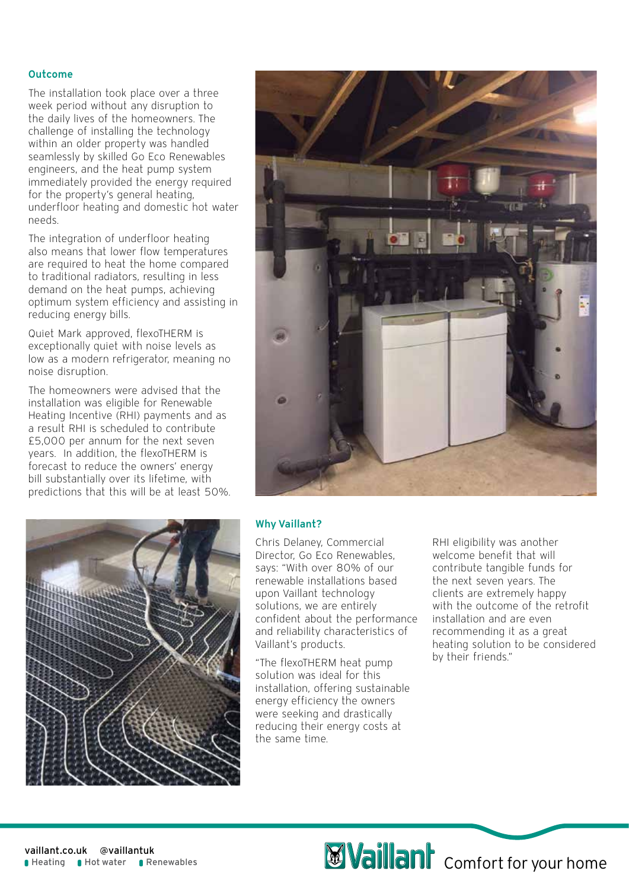## Outcome

The installation took place over a three week period without any disruption to the daily lives of the homeowners. The challenge of installing the technology within an older property was handled seamlessly by skilled Go Eco Renewables engineers, and the heat pump system immediately provided the energy required for the property's general heating, underfloor heating and domestic hot water needs.

The integration of underfloor heating also means that lower flow temperatures are required to heat the home compared to traditional radiators, resulting in less demand on the heat pumps, achieving optimum system efficiency and assisting in reducing energy bills.

Quiet Mark approved, flexoTHERM is exceptionally quiet with noise levels as low as a modern refrigerator, meaning no noise disruption.

The homeowners were advised that the installation was eligible for Renewable Heating Incentive (RHI) payments and as a result RHI is scheduled to contribute £5,000 per annum for the next seven years. In addition, the flexoTHERM is forecast to reduce the owners' energy bill substantially over its lifetime, with predictions that this will be at least 50%.

## Why Vaillant?

Chris Delaney, Commercial Director, Go Eco Renewables, says: "With over 80% of our renewable installations based upon Vaillant technology solutions, we are entirely confident about the performance and reliability characteristics of Vaillant's products.

"The flexoTHERM heat pump solution was ideal for this installation, offering sustainable energy efficiency the owners were seeking and drastically reducing their energy costs at the same time.

RHI eligibility was another welcome benefit that will contribute tangible funds for the next seven years. The clients are extremely happy with the outcome of the retrofit installation and are even recommending it as a great heating solution to be considered by their friends."

vaillant.co.uk @vaillantuk
Heating Hot water Renewables

Vaillant Comfort for your home